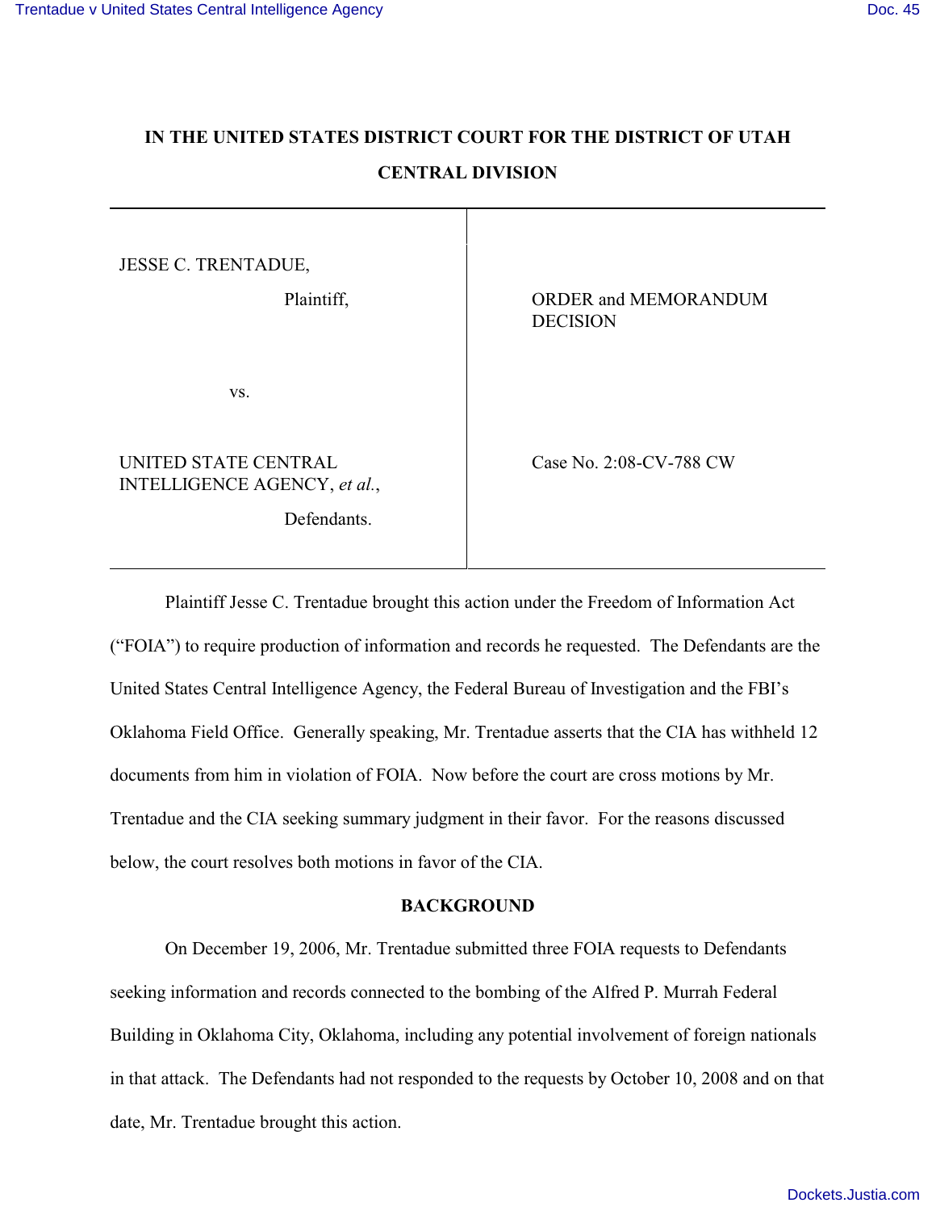# IN THE UNITED STATES DISTRICT COURT FOR THE DISTRICT OF UTAH

## CENTRAL DIVISION

| | |
|---|---|
| JESSE C. TRENTADUE,<br><br>Plaintiff,<br><br>vs.<br><br>UNITED STATE CENTRAL INTELLIGENCE AGENCY, *et al.*,<br><br>Defendants. | ORDER and MEMORANDUM DECISION<br><br>Case No. 2:08-CV-788 CW |

Plaintiff Jesse C. Trentadue brought this action under the Freedom of Information Act ("FOIA") to require production of information and records he requested. The Defendants are the United States Central Intelligence Agency, the Federal Bureau of Investigation and the FBI's Oklahoma Field Office. Generally speaking, Mr. Trentadue asserts that the CIA has withheld 12 documents from him in violation of FOIA. Now before the court are cross motions by Mr. Trentadue and the CIA seeking summary judgment in their favor. For the reasons discussed below, the court resolves both motions in favor of the CIA.

**BACKGROUND**

On December 19, 2006, Mr. Trentadue submitted three FOIA requests to Defendants seeking information and records connected to the bombing of the Alfred P. Murrah Federal Building in Oklahoma City, Oklahoma, including any potential involvement of foreign nationals in that attack. The Defendants had not responded to the requests by October 10, 2008 and on that date, Mr. Trentadue brought this action.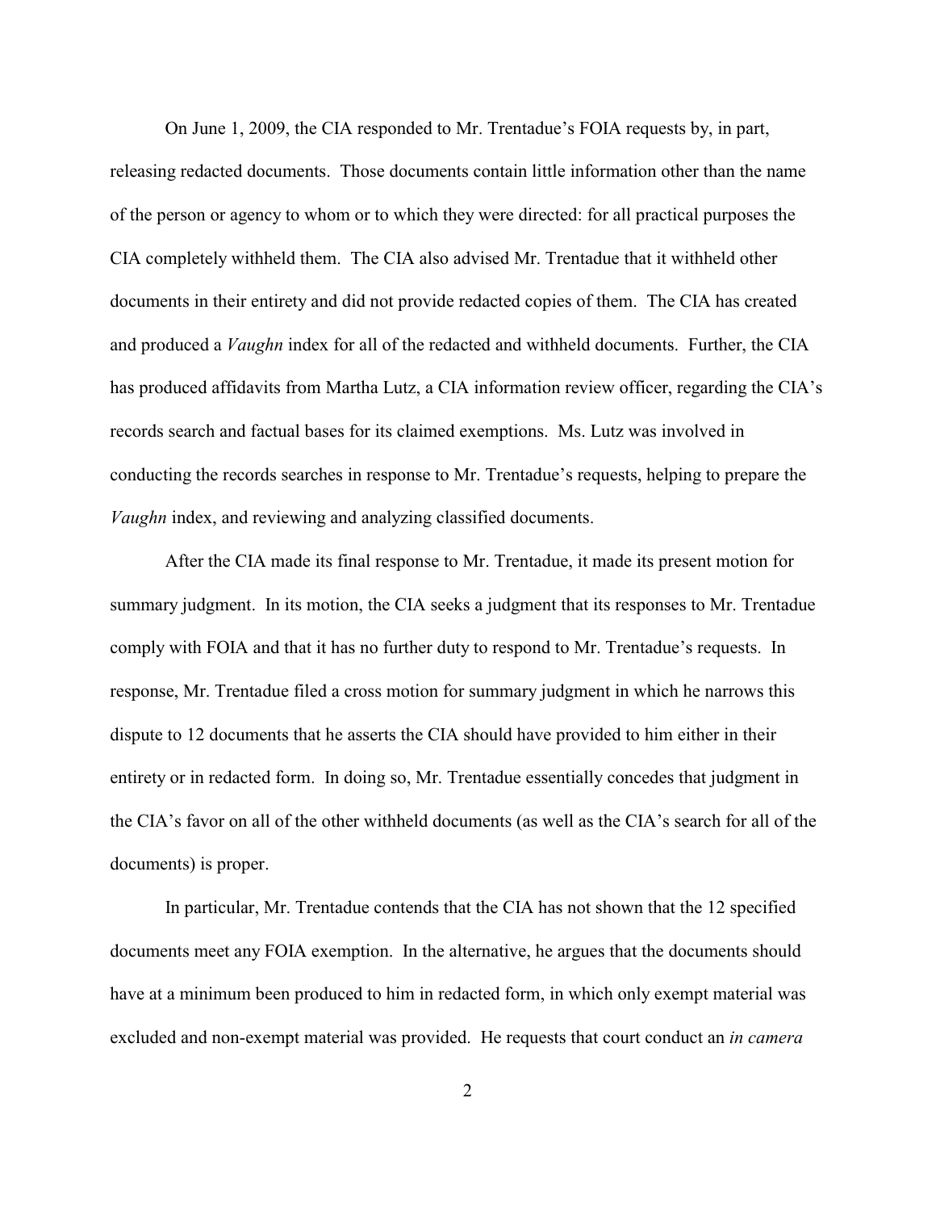On June 1, 2009, the CIA responded to Mr. Trentadue's FOIA requests by, in part, releasing redacted documents. Those documents contain little information other than the name of the person or agency to whom or to which they were directed: for all practical purposes the CIA completely withheld them. The CIA also advised Mr. Trentadue that it withheld other documents in their entirety and did not provide redacted copies of them. The CIA has created and produced a *Vaughn* index for all of the redacted and withheld documents. Further, the CIA has produced affidavits from Martha Lutz, a CIA information review officer, regarding the CIA's records search and factual bases for its claimed exemptions. Ms. Lutz was involved in conducting the records searches in response to Mr. Trentadue's requests, helping to prepare the *Vaughn* index, and reviewing and analyzing classified documents.

After the CIA made its final response to Mr. Trentadue, it made its present motion for summary judgment. In its motion, the CIA seeks a judgment that its responses to Mr. Trentadue comply with FOIA and that it has no further duty to respond to Mr. Trentadue's requests. In response, Mr. Trentadue filed a cross motion for summary judgment in which he narrows this dispute to 12 documents that he asserts the CIA should have provided to him either in their entirety or in redacted form. In doing so, Mr. Trentadue essentially concedes that judgment in the CIA's favor on all of the other withheld documents (as well as the CIA's search for all of the documents) is proper.

In particular, Mr. Trentadue contends that the CIA has not shown that the 12 specified documents meet any FOIA exemption. In the alternative, he argues that the documents should have at a minimum been produced to him in redacted form, in which only exempt material was excluded and non-exempt material was provided. He requests that court conduct an *in camera*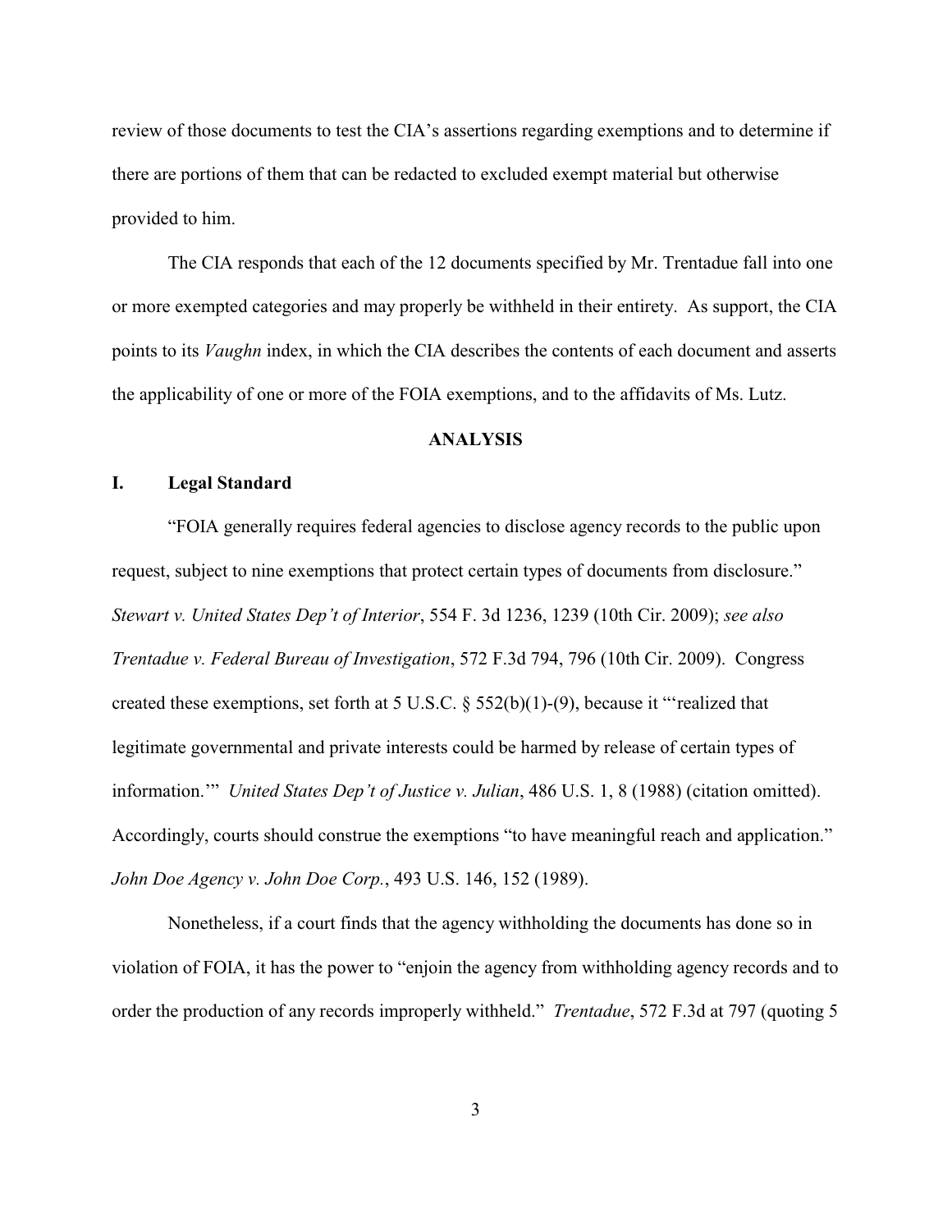review of those documents to test the CIA's assertions regarding exemptions and to determine if there are portions of them that can be redacted to excluded exempt material but otherwise provided to him.

The CIA responds that each of the 12 documents specified by Mr. Trentadue fall into one or more exempted categories and may properly be withheld in their entirety. As support, the CIA points to its *Vaughn* index, in which the CIA describes the contents of each document and asserts the applicability of one or more of the FOIA exemptions, and to the affidavits of Ms. Lutz.

## ANALYSIS

### I. Legal Standard

"FOIA generally requires federal agencies to disclose agency records to the public upon request, subject to nine exemptions that protect certain types of documents from disclosure." *Stewart v. United States Dep't of Interior*, 554 F. 3d 1236, 1239 (10th Cir. 2009); *see also Trentadue v. Federal Bureau of Investigation*, 572 F.3d 794, 796 (10th Cir. 2009). Congress created these exemptions, set forth at 5 U.S.C. § 552(b)(1)-(9), because it "'realized that legitimate governmental and private interests could be harmed by release of certain types of information.'" *United States Dep't of Justice v. Julian*, 486 U.S. 1, 8 (1988) (citation omitted). Accordingly, courts should construe the exemptions "to have meaningful reach and application." *John Doe Agency v. John Doe Corp.*, 493 U.S. 146, 152 (1989).

Nonetheless, if a court finds that the agency withholding the documents has done so in violation of FOIA, it has the power to "enjoin the agency from withholding agency records and to order the production of any records improperly withheld." *Trentadue*, 572 F.3d at 797 (quoting 5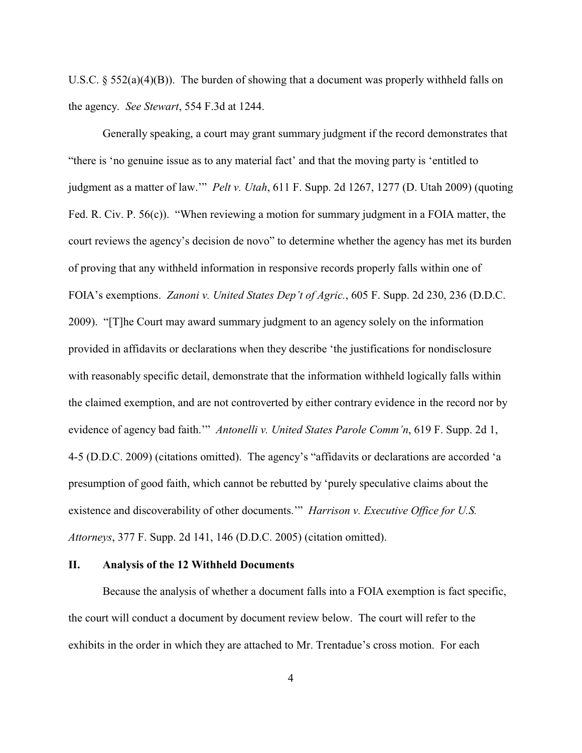U.S.C. § 552(a)(4)(B)). The burden of showing that a document was properly withheld falls on the agency. *See Stewart*, 554 F.3d at 1244.

Generally speaking, a court may grant summary judgment if the record demonstrates that "there is 'no genuine issue as to any material fact' and that the moving party is 'entitled to judgment as a matter of law.'" *Pelt v. Utah*, 611 F. Supp. 2d 1267, 1277 (D. Utah 2009) (quoting Fed. R. Civ. P. 56(c)). "When reviewing a motion for summary judgment in a FOIA matter, the court reviews the agency's decision de novo" to determine whether the agency has met its burden of proving that any withheld information in responsive records properly falls within one of FOIA's exemptions. *Zanoni v. United States Dep't of Agric.*, 605 F. Supp. 2d 230, 236 (D.D.C. 2009). "[T]he Court may award summary judgment to an agency solely on the information provided in affidavits or declarations when they describe 'the justifications for nondisclosure with reasonably specific detail, demonstrate that the information withheld logically falls within the claimed exemption, and are not controverted by either contrary evidence in the record nor by evidence of agency bad faith.'" *Antonelli v. United States Parole Comm'n*, 619 F. Supp. 2d 1, 4-5 (D.D.C. 2009) (citations omitted). The agency's "affidavits or declarations are accorded 'a presumption of good faith, which cannot be rebutted by 'purely speculative claims about the existence and discoverability of other documents.'" *Harrison v. Executive Office for U.S. Attorneys*, 377 F. Supp. 2d 141, 146 (D.D.C. 2005) (citation omitted).

## II. Analysis of the 12 Withheld Documents

Because the analysis of whether a document falls into a FOIA exemption is fact specific, the court will conduct a document by document review below. The court will refer to the exhibits in the order in which they are attached to Mr. Trentadue's cross motion. For each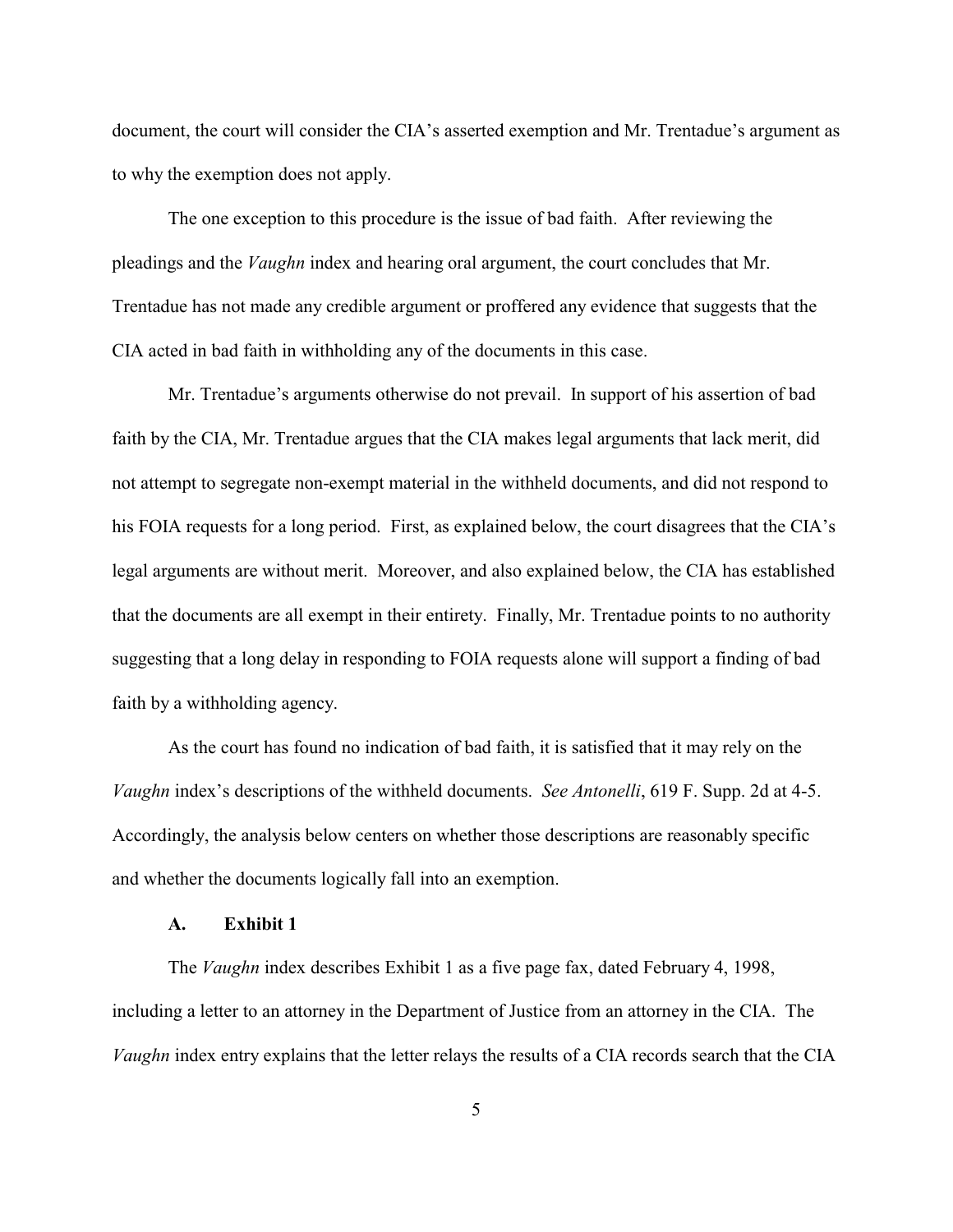document, the court will consider the CIA's asserted exemption and Mr. Trentadue's argument as to why the exemption does not apply.

The one exception to this procedure is the issue of bad faith. After reviewing the pleadings and the *Vaughn* index and hearing oral argument, the court concludes that Mr. Trentadue has not made any credible argument or proffered any evidence that suggests that the CIA acted in bad faith in withholding any of the documents in this case.

Mr. Trentadue's arguments otherwise do not prevail. In support of his assertion of bad faith by the CIA, Mr. Trentadue argues that the CIA makes legal arguments that lack merit, did not attempt to segregate non-exempt material in the withheld documents, and did not respond to his FOIA requests for a long period. First, as explained below, the court disagrees that the CIA's legal arguments are without merit. Moreover, and also explained below, the CIA has established that the documents are all exempt in their entirety. Finally, Mr. Trentadue points to no authority suggesting that a long delay in responding to FOIA requests alone will support a finding of bad faith by a withholding agency.

As the court has found no indication of bad faith, it is satisfied that it may rely on the *Vaughn* index's descriptions of the withheld documents. *See Antonelli*, 619 F. Supp. 2d at 4-5. Accordingly, the analysis below centers on whether those descriptions are reasonably specific and whether the documents logically fall into an exemption.

### A. Exhibit 1

The *Vaughn* index describes Exhibit 1 as a five page fax, dated February 4, 1998, including a letter to an attorney in the Department of Justice from an attorney in the CIA. The *Vaughn* index entry explains that the letter relays the results of a CIA records search that the CIA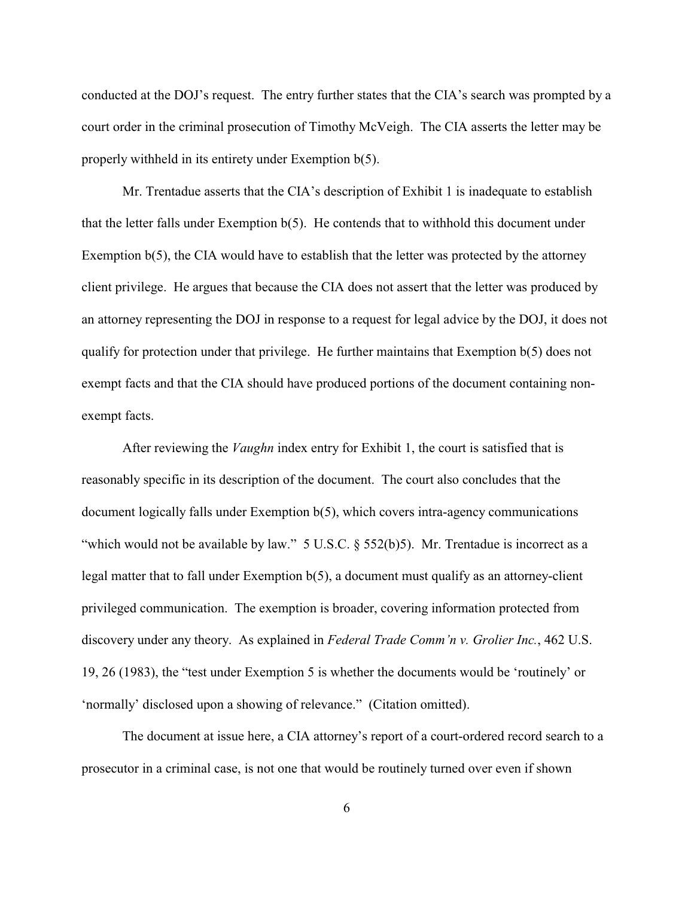conducted at the DOJ's request. The entry further states that the CIA's search was prompted by a court order in the criminal prosecution of Timothy McVeigh. The CIA asserts the letter may be properly withheld in its entirety under Exemption b(5).

Mr. Trentadue asserts that the CIA's description of Exhibit 1 is inadequate to establish that the letter falls under Exemption b(5). He contends that to withhold this document under Exemption b(5), the CIA would have to establish that the letter was protected by the attorney client privilege. He argues that because the CIA does not assert that the letter was produced by an attorney representing the DOJ in response to a request for legal advice by the DOJ, it does not qualify for protection under that privilege. He further maintains that Exemption b(5) does not exempt facts and that the CIA should have produced portions of the document containing non-exempt facts.

After reviewing the *Vaughn* index entry for Exhibit 1, the court is satisfied that is reasonably specific in its description of the document. The court also concludes that the document logically falls under Exemption b(5), which covers intra-agency communications "which would not be available by law." 5 U.S.C. § 552(b)5). Mr. Trentadue is incorrect as a legal matter that to fall under Exemption b(5), a document must qualify as an attorney-client privileged communication. The exemption is broader, covering information protected from discovery under any theory. As explained in *Federal Trade Comm'n v. Grolier Inc.*, 462 U.S. 19, 26 (1983), the "test under Exemption 5 is whether the documents would be 'routinely' or 'normally' disclosed upon a showing of relevance." (Citation omitted).

The document at issue here, a CIA attorney's report of a court-ordered record search to a prosecutor in a criminal case, is not one that would be routinely turned over even if shown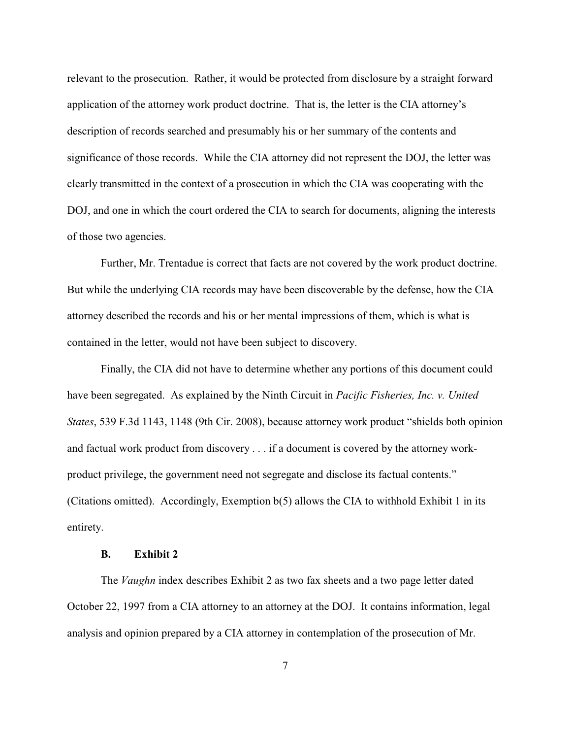relevant to the prosecution. Rather, it would be protected from disclosure by a straight forward application of the attorney work product doctrine. That is, the letter is the CIA attorney's description of records searched and presumably his or her summary of the contents and significance of those records. While the CIA attorney did not represent the DOJ, the letter was clearly transmitted in the context of a prosecution in which the CIA was cooperating with the DOJ, and one in which the court ordered the CIA to search for documents, aligning the interests of those two agencies.

Further, Mr. Trentadue is correct that facts are not covered by the work product doctrine. But while the underlying CIA records may have been discoverable by the defense, how the CIA attorney described the records and his or her mental impressions of them, which is what is contained in the letter, would not have been subject to discovery.

Finally, the CIA did not have to determine whether any portions of this document could have been segregated. As explained by the Ninth Circuit in *Pacific Fisheries, Inc. v. United States*, 539 F.3d 1143, 1148 (9th Cir. 2008), because attorney work product "shields both opinion and factual work product from discovery . . . if a document is covered by the attorney work-product privilege, the government need not segregate and disclose its factual contents." (Citations omitted). Accordingly, Exemption b(5) allows the CIA to withhold Exhibit 1 in its entirety.

### B. Exhibit 2

The *Vaughn* index describes Exhibit 2 as two fax sheets and a two page letter dated October 22, 1997 from a CIA attorney to an attorney at the DOJ. It contains information, legal analysis and opinion prepared by a CIA attorney in contemplation of the prosecution of Mr.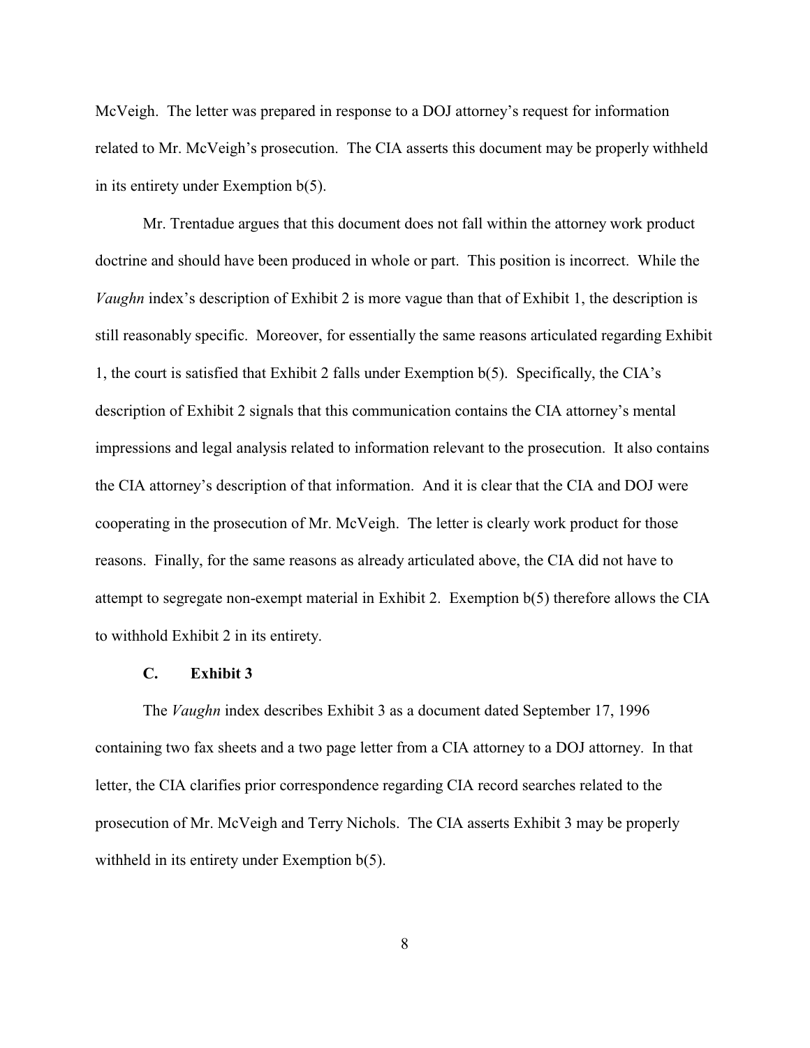McVeigh. The letter was prepared in response to a DOJ attorney's request for information related to Mr. McVeigh's prosecution. The CIA asserts this document may be properly withheld in its entirety under Exemption b(5).

Mr. Trentadue argues that this document does not fall within the attorney work product doctrine and should have been produced in whole or part. This position is incorrect. While the *Vaughn* index's description of Exhibit 2 is more vague than that of Exhibit 1, the description is still reasonably specific. Moreover, for essentially the same reasons articulated regarding Exhibit 1, the court is satisfied that Exhibit 2 falls under Exemption b(5). Specifically, the CIA's description of Exhibit 2 signals that this communication contains the CIA attorney's mental impressions and legal analysis related to information relevant to the prosecution. It also contains the CIA attorney's description of that information. And it is clear that the CIA and DOJ were cooperating in the prosecution of Mr. McVeigh. The letter is clearly work product for those reasons. Finally, for the same reasons as already articulated above, the CIA did not have to attempt to segregate non-exempt material in Exhibit 2. Exemption b(5) therefore allows the CIA to withhold Exhibit 2 in its entirety.

### C. Exhibit 3

The *Vaughn* index describes Exhibit 3 as a document dated September 17, 1996 containing two fax sheets and a two page letter from a CIA attorney to a DOJ attorney. In that letter, the CIA clarifies prior correspondence regarding CIA record searches related to the prosecution of Mr. McVeigh and Terry Nichols. The CIA asserts Exhibit 3 may be properly withheld in its entirety under Exemption b(5).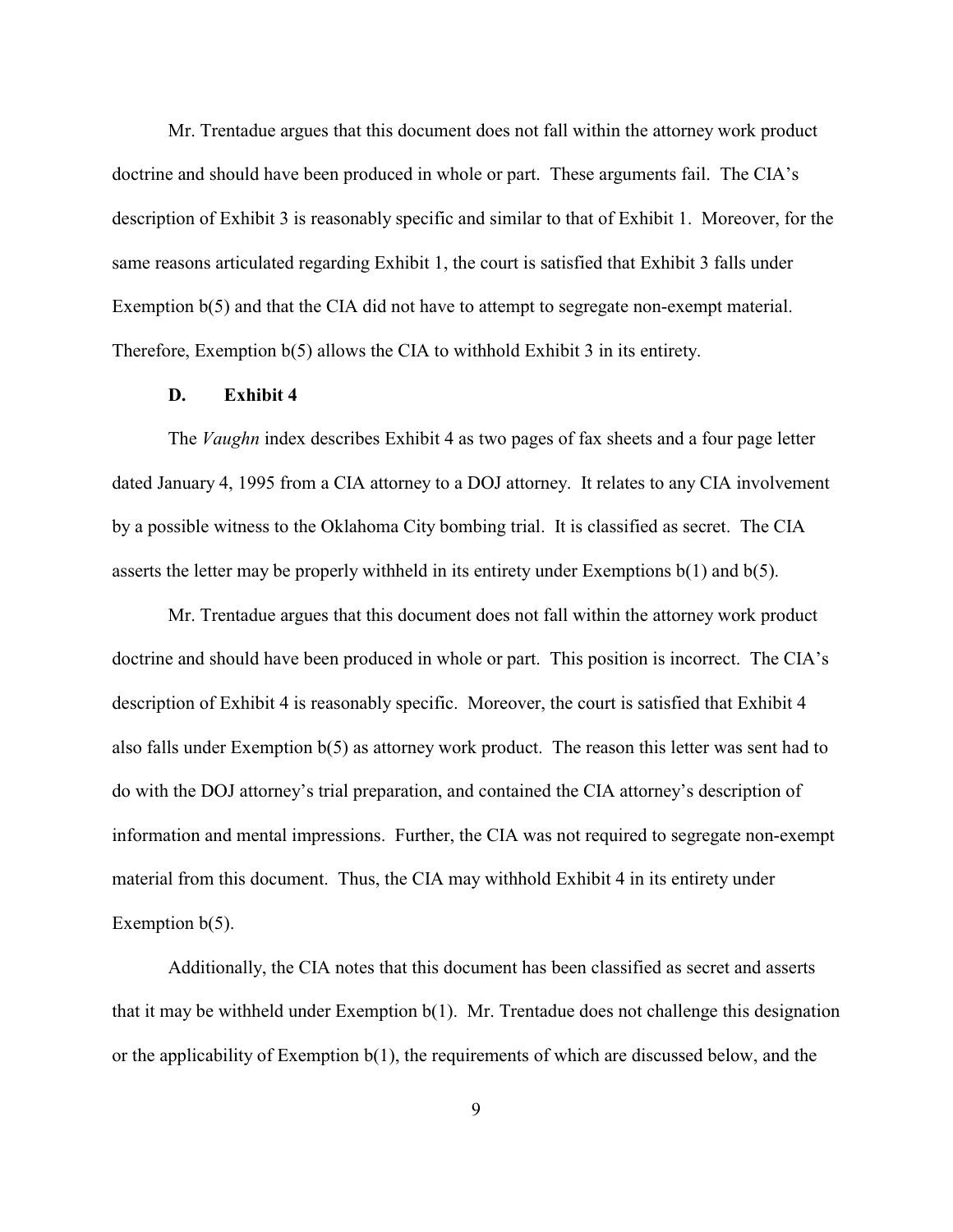Mr. Trentadue argues that this document does not fall within the attorney work product doctrine and should have been produced in whole or part. These arguments fail. The CIA's description of Exhibit 3 is reasonably specific and similar to that of Exhibit 1. Moreover, for the same reasons articulated regarding Exhibit 1, the court is satisfied that Exhibit 3 falls under Exemption b(5) and that the CIA did not have to attempt to segregate non-exempt material. Therefore, Exemption b(5) allows the CIA to withhold Exhibit 3 in its entirety.

### D. Exhibit 4

The *Vaughn* index describes Exhibit 4 as two pages of fax sheets and a four page letter dated January 4, 1995 from a CIA attorney to a DOJ attorney. It relates to any CIA involvement by a possible witness to the Oklahoma City bombing trial. It is classified as secret. The CIA asserts the letter may be properly withheld in its entirety under Exemptions b(1) and b(5).

Mr. Trentadue argues that this document does not fall within the attorney work product doctrine and should have been produced in whole or part. This position is incorrect. The CIA's description of Exhibit 4 is reasonably specific. Moreover, the court is satisfied that Exhibit 4 also falls under Exemption b(5) as attorney work product. The reason this letter was sent had to do with the DOJ attorney's trial preparation, and contained the CIA attorney's description of information and mental impressions. Further, the CIA was not required to segregate non-exempt material from this document. Thus, the CIA may withhold Exhibit 4 in its entirety under Exemption b(5).

Additionally, the CIA notes that this document has been classified as secret and asserts that it may be withheld under Exemption b(1). Mr. Trentadue does not challenge this designation or the applicability of Exemption b(1), the requirements of which are discussed below, and the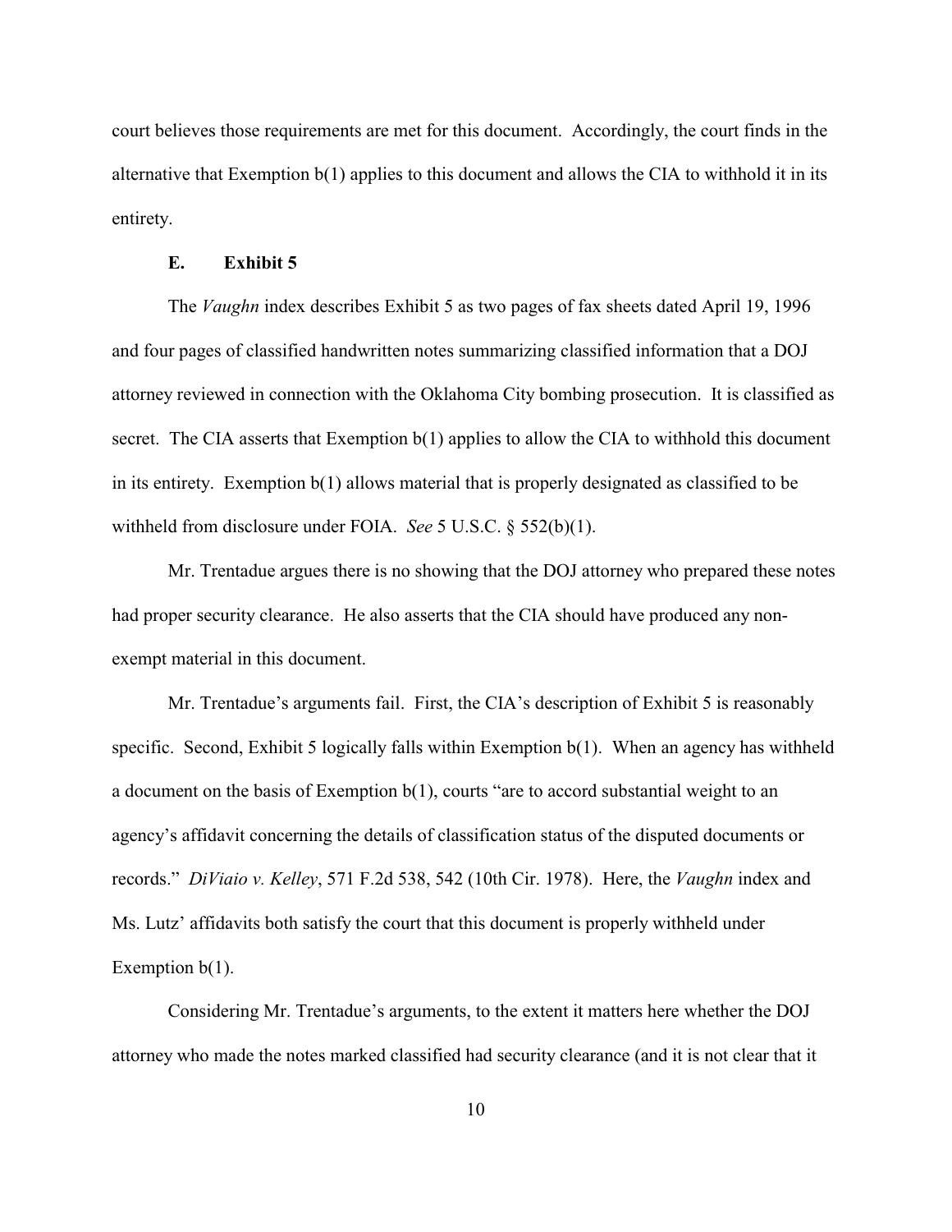court believes those requirements are met for this document. Accordingly, the court finds in the alternative that Exemption b(1) applies to this document and allows the CIA to withhold it in its entirety.

### E. Exhibit 5

The *Vaughn* index describes Exhibit 5 as two pages of fax sheets dated April 19, 1996 and four pages of classified handwritten notes summarizing classified information that a DOJ attorney reviewed in connection with the Oklahoma City bombing prosecution. It is classified as secret. The CIA asserts that Exemption b(1) applies to allow the CIA to withhold this document in its entirety. Exemption b(1) allows material that is properly designated as classified to be withheld from disclosure under FOIA. *See* 5 U.S.C. § 552(b)(1).

Mr. Trentadue argues there is no showing that the DOJ attorney who prepared these notes had proper security clearance. He also asserts that the CIA should have produced any non-exempt material in this document.

Mr. Trentadue's arguments fail. First, the CIA's description of Exhibit 5 is reasonably specific. Second, Exhibit 5 logically falls within Exemption b(1). When an agency has withheld a document on the basis of Exemption b(1), courts "are to accord substantial weight to an agency's affidavit concerning the details of classification status of the disputed documents or records." *DiViaio v. Kelley*, 571 F.2d 538, 542 (10th Cir. 1978). Here, the *Vaughn* index and Ms. Lutz' affidavits both satisfy the court that this document is properly withheld under Exemption b(1).

Considering Mr. Trentadue's arguments, to the extent it matters here whether the DOJ attorney who made the notes marked classified had security clearance (and it is not clear that it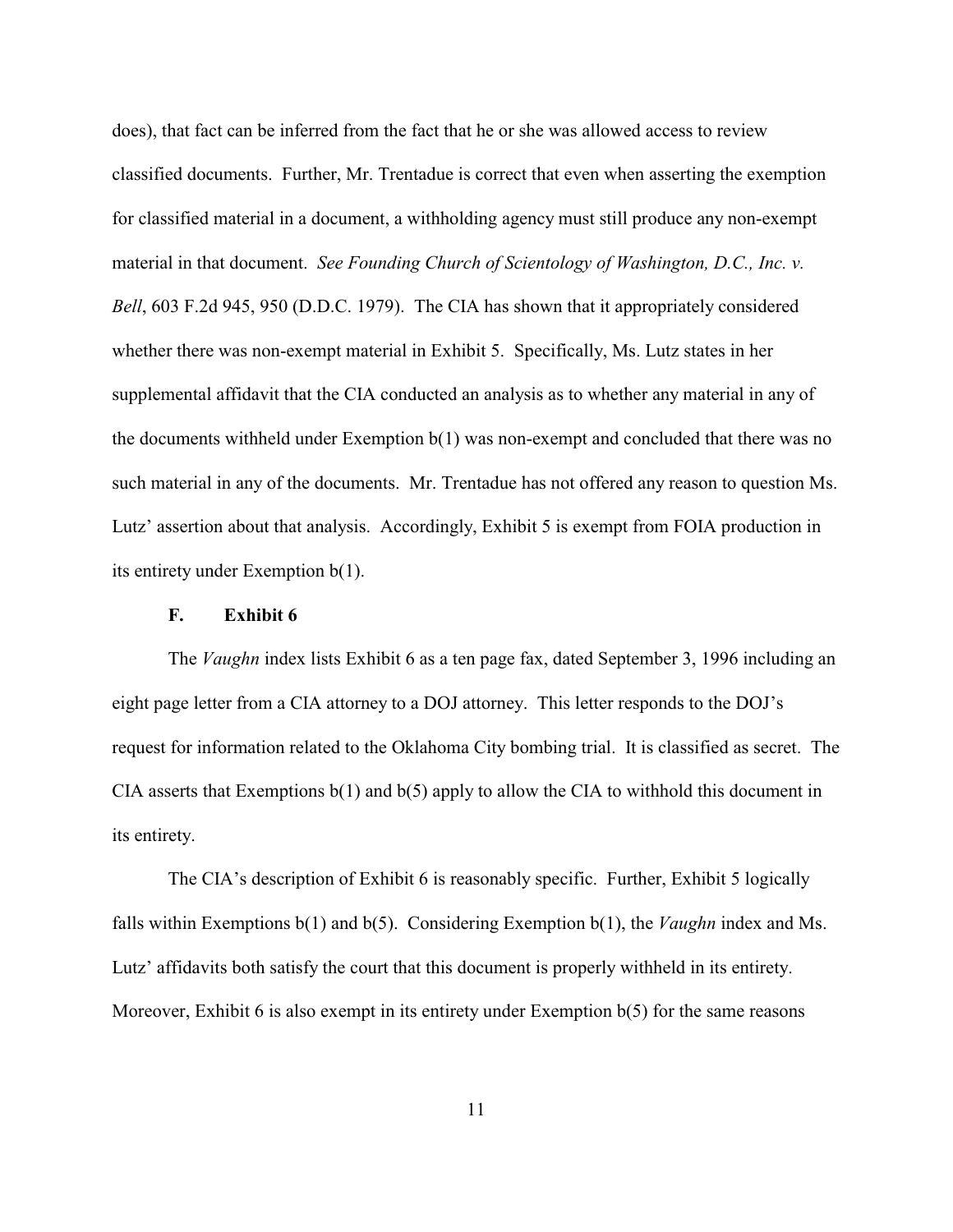does), that fact can be inferred from the fact that he or she was allowed access to review classified documents. Further, Mr. Trentadue is correct that even when asserting the exemption for classified material in a document, a withholding agency must still produce any non-exempt material in that document. *See Founding Church of Scientology of Washington, D.C., Inc. v. Bell*, 603 F.2d 945, 950 (D.D.C. 1979). The CIA has shown that it appropriately considered whether there was non-exempt material in Exhibit 5. Specifically, Ms. Lutz states in her supplemental affidavit that the CIA conducted an analysis as to whether any material in any of the documents withheld under Exemption b(1) was non-exempt and concluded that there was no such material in any of the documents. Mr. Trentadue has not offered any reason to question Ms. Lutz' assertion about that analysis. Accordingly, Exhibit 5 is exempt from FOIA production in its entirety under Exemption b(1).

### F. Exhibit 6

The *Vaughn* index lists Exhibit 6 as a ten page fax, dated September 3, 1996 including an eight page letter from a CIA attorney to a DOJ attorney. This letter responds to the DOJ's request for information related to the Oklahoma City bombing trial. It is classified as secret. The CIA asserts that Exemptions b(1) and b(5) apply to allow the CIA to withhold this document in its entirety.

The CIA's description of Exhibit 6 is reasonably specific. Further, Exhibit 5 logically falls within Exemptions b(1) and b(5). Considering Exemption b(1), the *Vaughn* index and Ms. Lutz' affidavits both satisfy the court that this document is properly withheld in its entirety. Moreover, Exhibit 6 is also exempt in its entirety under Exemption b(5) for the same reasons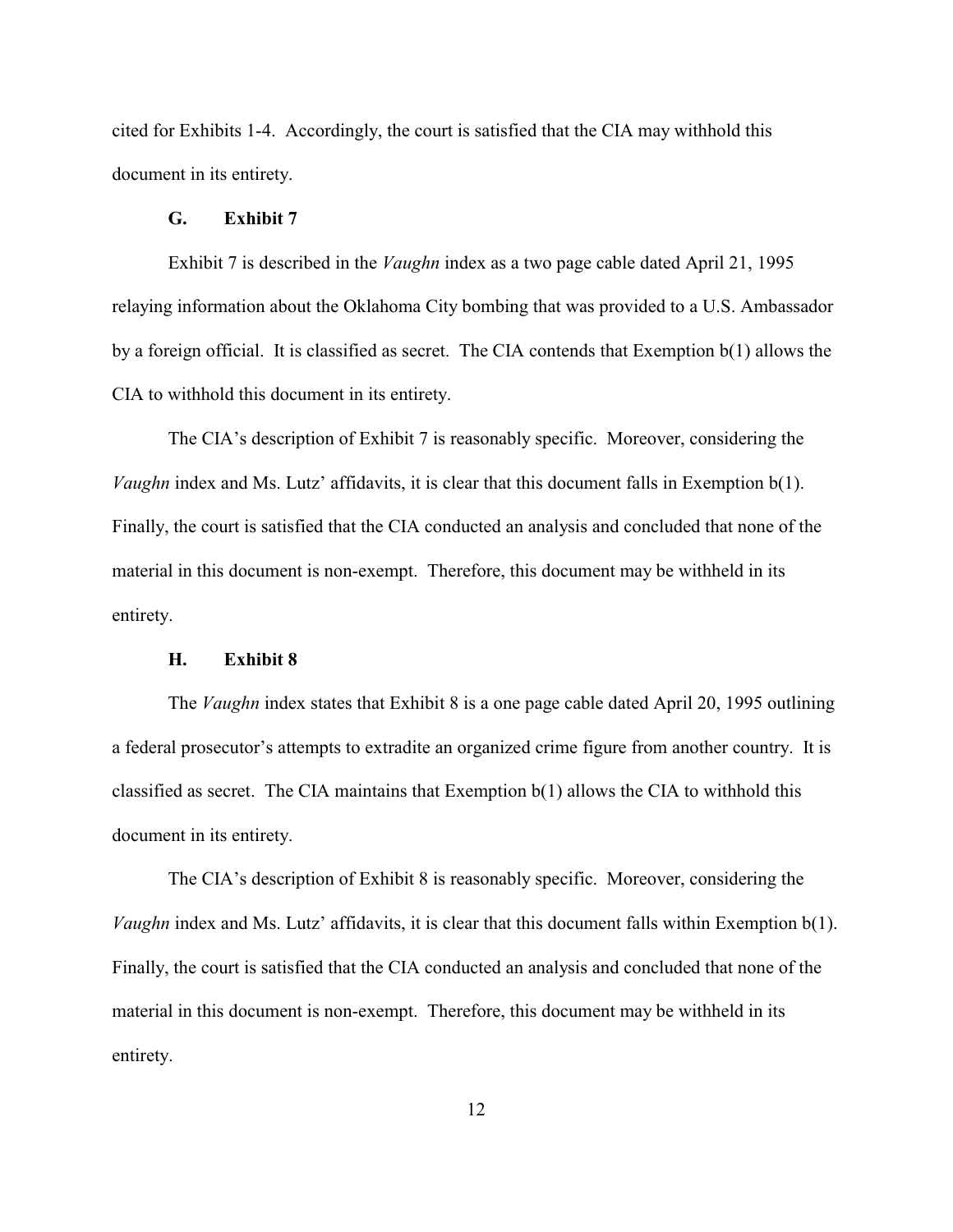cited for Exhibits 1-4. Accordingly, the court is satisfied that the CIA may withhold this document in its entirety.

### G. Exhibit 7

Exhibit 7 is described in the *Vaughn* index as a two page cable dated April 21, 1995 relaying information about the Oklahoma City bombing that was provided to a U.S. Ambassador by a foreign official. It is classified as secret. The CIA contends that Exemption b(1) allows the CIA to withhold this document in its entirety.

The CIA's description of Exhibit 7 is reasonably specific. Moreover, considering the *Vaughn* index and Ms. Lutz' affidavits, it is clear that this document falls in Exemption b(1). Finally, the court is satisfied that the CIA conducted an analysis and concluded that none of the material in this document is non-exempt. Therefore, this document may be withheld in its entirety.

### H. Exhibit 8

The *Vaughn* index states that Exhibit 8 is a one page cable dated April 20, 1995 outlining a federal prosecutor's attempts to extradite an organized crime figure from another country. It is classified as secret. The CIA maintains that Exemption b(1) allows the CIA to withhold this document in its entirety.

The CIA's description of Exhibit 8 is reasonably specific. Moreover, considering the *Vaughn* index and Ms. Lutz' affidavits, it is clear that this document falls within Exemption b(1). Finally, the court is satisfied that the CIA conducted an analysis and concluded that none of the material in this document is non-exempt. Therefore, this document may be withheld in its entirety.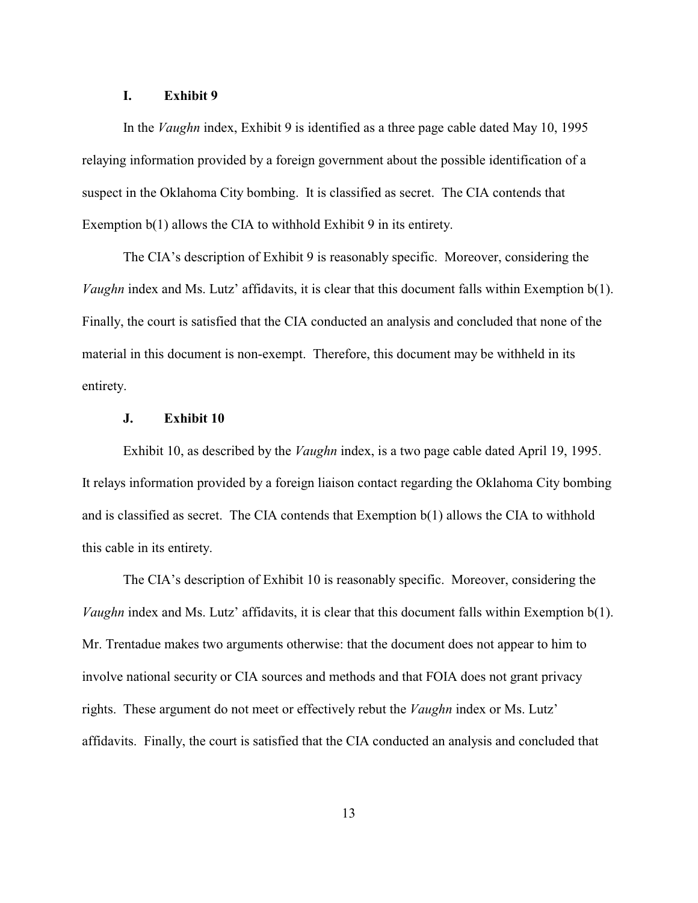### I. Exhibit 9

In the *Vaughn* index, Exhibit 9 is identified as a three page cable dated May 10, 1995 relaying information provided by a foreign government about the possible identification of a suspect in the Oklahoma City bombing. It is classified as secret. The CIA contends that Exemption b(1) allows the CIA to withhold Exhibit 9 in its entirety.

The CIA's description of Exhibit 9 is reasonably specific. Moreover, considering the *Vaughn* index and Ms. Lutz' affidavits, it is clear that this document falls within Exemption b(1). Finally, the court is satisfied that the CIA conducted an analysis and concluded that none of the material in this document is non-exempt. Therefore, this document may be withheld in its entirety.

### J. Exhibit 10

Exhibit 10, as described by the *Vaughn* index, is a two page cable dated April 19, 1995. It relays information provided by a foreign liaison contact regarding the Oklahoma City bombing and is classified as secret. The CIA contends that Exemption b(1) allows the CIA to withhold this cable in its entirety.

The CIA's description of Exhibit 10 is reasonably specific. Moreover, considering the *Vaughn* index and Ms. Lutz' affidavits, it is clear that this document falls within Exemption b(1). Mr. Trentadue makes two arguments otherwise: that the document does not appear to him to involve national security or CIA sources and methods and that FOIA does not grant privacy rights. These argument do not meet or effectively rebut the *Vaughn* index or Ms. Lutz' affidavits. Finally, the court is satisfied that the CIA conducted an analysis and concluded that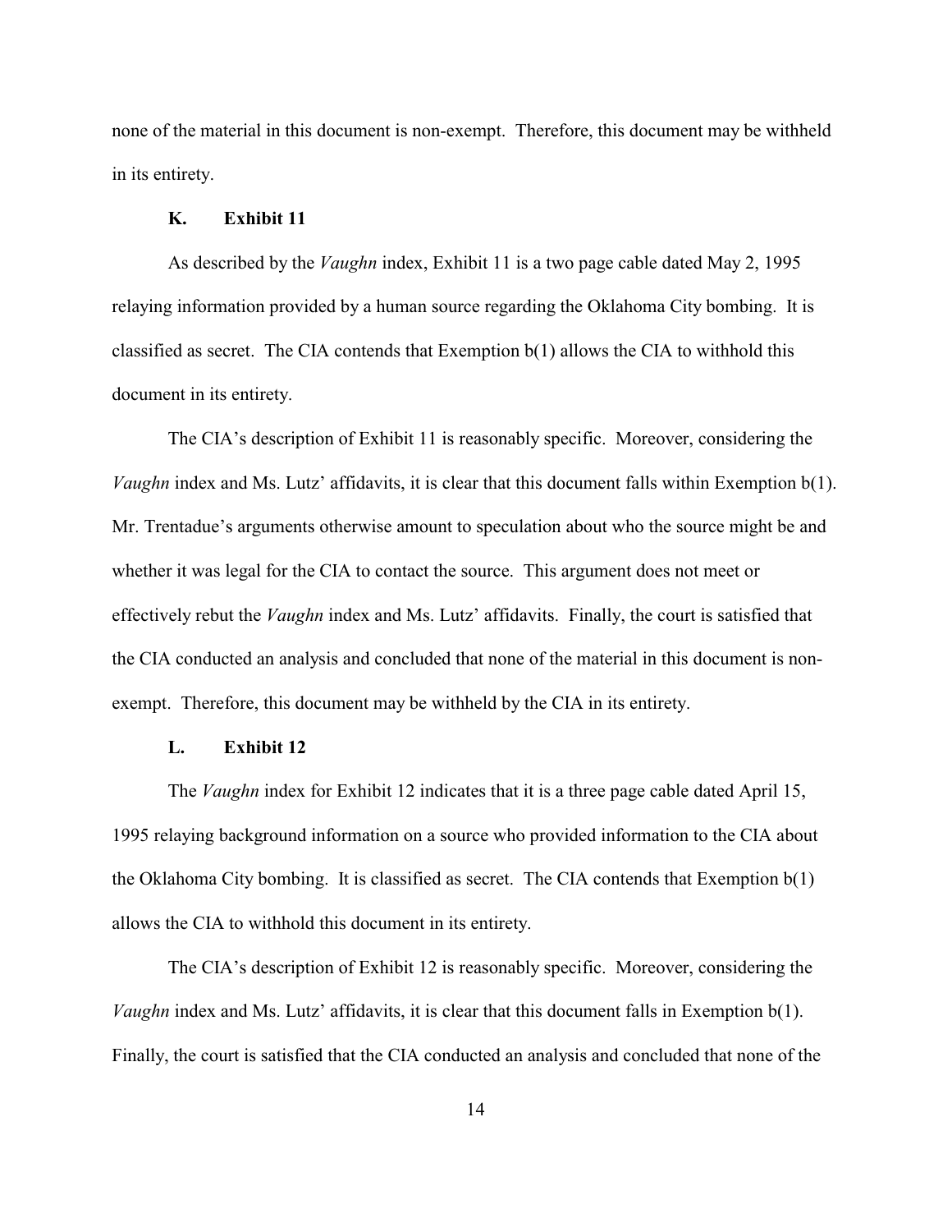none of the material in this document is non-exempt. Therefore, this document may be withheld in its entirety.

### K. Exhibit 11

As described by the *Vaughn* index, Exhibit 11 is a two page cable dated May 2, 1995 relaying information provided by a human source regarding the Oklahoma City bombing. It is classified as secret. The CIA contends that Exemption b(1) allows the CIA to withhold this document in its entirety.

The CIA's description of Exhibit 11 is reasonably specific. Moreover, considering the *Vaughn* index and Ms. Lutz' affidavits, it is clear that this document falls within Exemption b(1). Mr. Trentadue's arguments otherwise amount to speculation about who the source might be and whether it was legal for the CIA to contact the source. This argument does not meet or effectively rebut the *Vaughn* index and Ms. Lutz' affidavits. Finally, the court is satisfied that the CIA conducted an analysis and concluded that none of the material in this document is non-exempt. Therefore, this document may be withheld by the CIA in its entirety.

### L. Exhibit 12

The *Vaughn* index for Exhibit 12 indicates that it is a three page cable dated April 15, 1995 relaying background information on a source who provided information to the CIA about the Oklahoma City bombing. It is classified as secret. The CIA contends that Exemption b(1) allows the CIA to withhold this document in its entirety.

The CIA's description of Exhibit 12 is reasonably specific. Moreover, considering the *Vaughn* index and Ms. Lutz' affidavits, it is clear that this document falls in Exemption b(1). Finally, the court is satisfied that the CIA conducted an analysis and concluded that none of the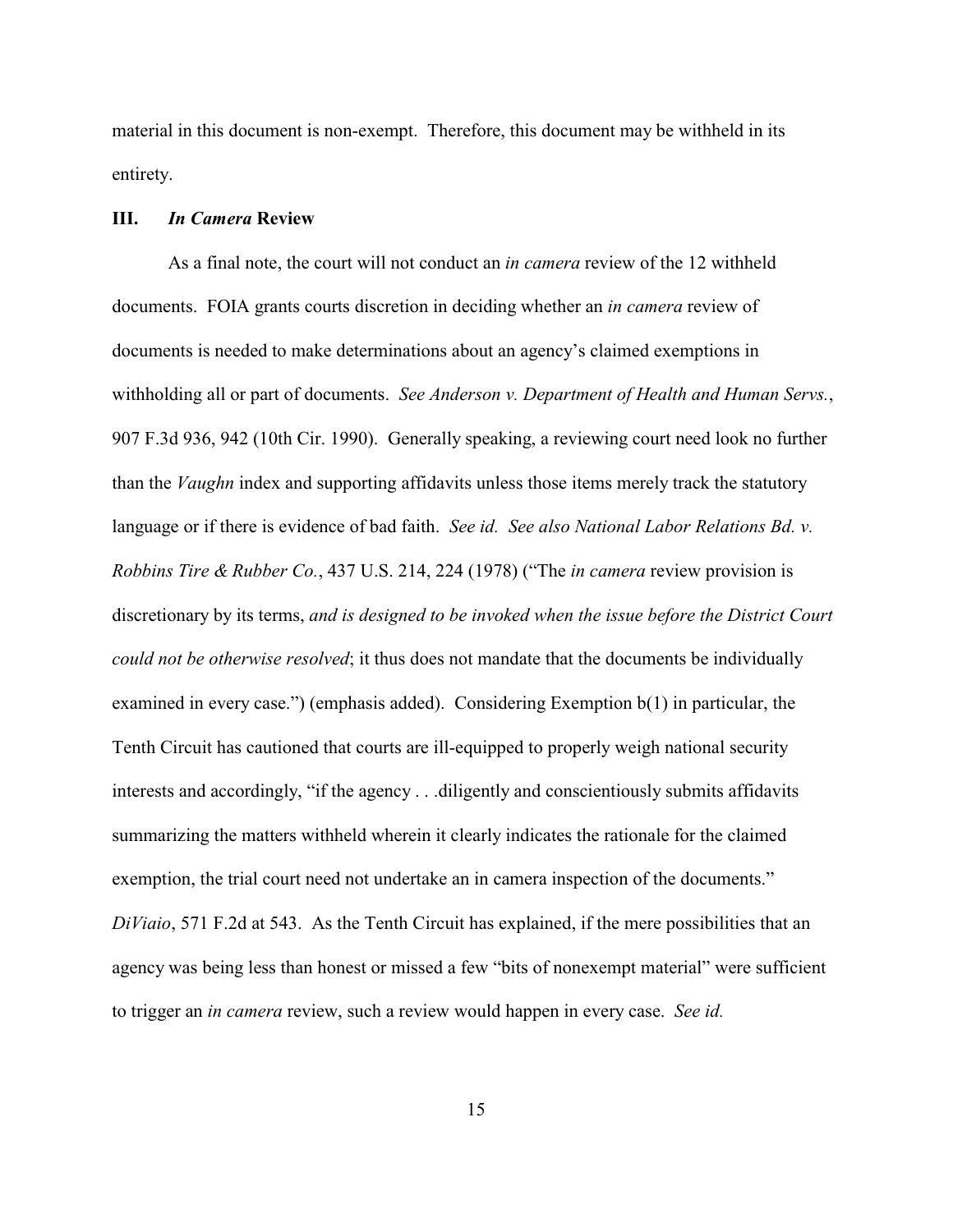material in this document is non-exempt. Therefore, this document may be withheld in its entirety.

### III. *In Camera* Review

As a final note, the court will not conduct an *in camera* review of the 12 withheld documents. FOIA grants courts discretion in deciding whether an *in camera* review of documents is needed to make determinations about an agency's claimed exemptions in withholding all or part of documents. *See Anderson v. Department of Health and Human Servs.*, 907 F.3d 936, 942 (10th Cir. 1990). Generally speaking, a reviewing court need look no further than the *Vaughn* index and supporting affidavits unless those items merely track the statutory language or if there is evidence of bad faith. *See id. See also National Labor Relations Bd. v. Robbins Tire & Rubber Co.*, 437 U.S. 214, 224 (1978) ("The *in camera* review provision is discretionary by its terms, *and is designed to be invoked when the issue before the District Court could not be otherwise resolved*; it thus does not mandate that the documents be individually examined in every case.") (emphasis added). Considering Exemption b(1) in particular, the Tenth Circuit has cautioned that courts are ill-equipped to properly weigh national security interests and accordingly, "if the agency . . .diligently and conscientiously submits affidavits summarizing the matters withheld wherein it clearly indicates the rationale for the claimed exemption, the trial court need not undertake an in camera inspection of the documents." *DiViaio*, 571 F.2d at 543. As the Tenth Circuit has explained, if the mere possibilities that an agency was being less than honest or missed a few "bits of nonexempt material" were sufficient to trigger an *in camera* review, such a review would happen in every case. *See id.*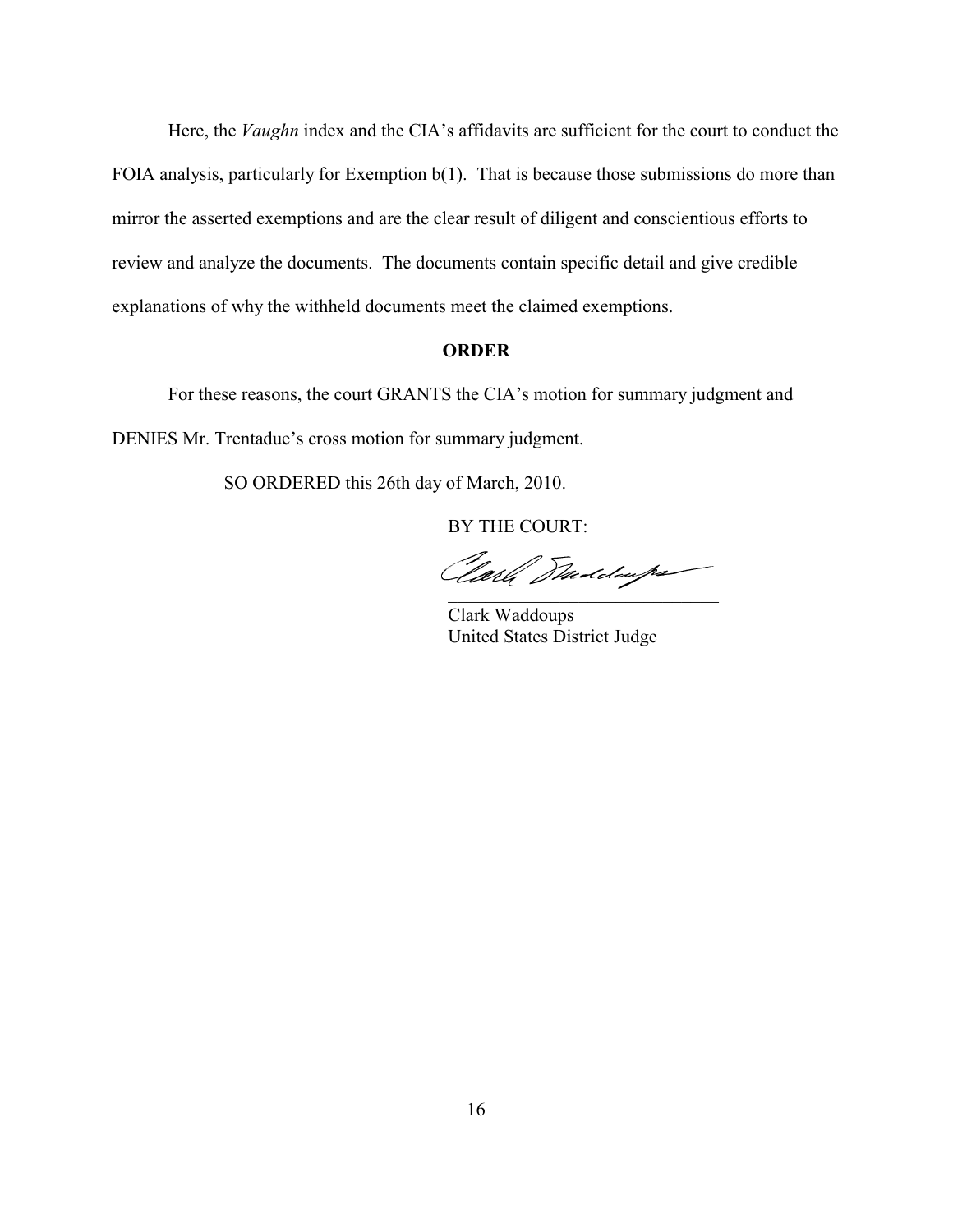Here, the *Vaughn* index and the CIA's affidavits are sufficient for the court to conduct the FOIA analysis, particularly for Exemption b(1). That is because those submissions do more than mirror the asserted exemptions and are the clear result of diligent and conscientious efforts to review and analyze the documents. The documents contain specific detail and give credible explanations of why the withheld documents meet the claimed exemptions.

**ORDER**

For these reasons, the court GRANTS the CIA's motion for summary judgment and DENIES Mr. Trentadue's cross motion for summary judgment.

SO ORDERED this 26th day of March, 2010.

BY THE COURT:

Clark Waddoups
United States District Judge